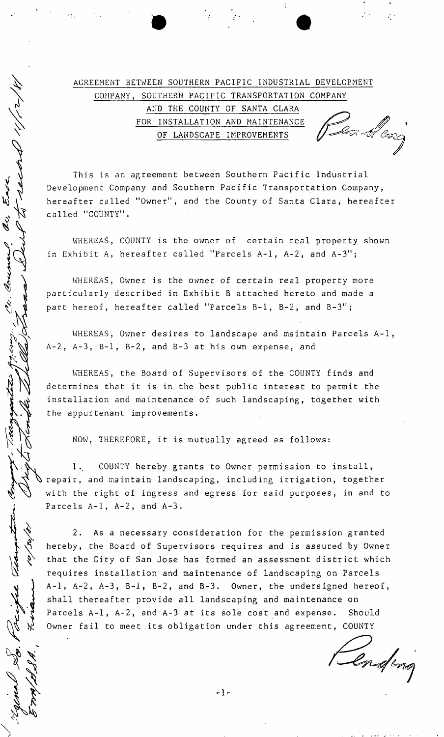# AGREEMENT BETWEEN SOUTHERN PACIFIC INDUSTRIAL DEVELOPMENT COMPANY, SOUTHERN PACIFIC TRANSPORTATION COMPANY AND THE COUNTY OF SANTA CLARA FOR INSTALLATION AND MAINTENANCE OF LANDSCAPE IMPROVEMENTS

This is an agreement between Southern Pacific Industrial Development Company and Southern Pacific Transportation Company, hereafter called "Owner", and the County of Santa Clara, hereafter called "COUNTY".

WHEREAS, COUNTY is the owner of certain real property shown in Exhibit A, hereafter called "Parcels A-1, A-2, and A-3";

WHEREAS, Owner is the owner of certain real property more particularly described in Exhibit B attached hereto and made a part hereof, hereafter called "Parcels B-1, B-2, and B-3";

WHEREAS, Owner desires to landscape and maintain Parcels A-1, A-2, A-3, B-1, B-2, and B-3 at his own expense, and

WHEREAS, the Board of Supervisors of the COUNTY finds and determines that it is in the best public interest to permit the installation and maintenance of such landscaping, together with the appurtenant improvements.

NOW, THEREFORE, it is mutually agreed as follows:

1. COUNTY hereby grants to Owner permission to install, repair, and maintain landscaping, including irrigation, together with the right of ingress and egress for said purposes, in and to Parcels A-1, A-2, and A-3.

2. As a necessary consideration for the permission granted hereby, the Board of Supervisors requires and is assured by Owner that the City of San Jose has formed an assessment district which requires installation and maintenance of landscaping on Parcels A-1, A-2, A-3, B-1, B-2, and B-3. Owner, the undersigned hereof, shall thereafter provide all landscaping and maintenance on Parcels A-1, A-2, and A-3 at its sole cost and expense. Should Owner fail to meet its obligation under this agreement, COUNTY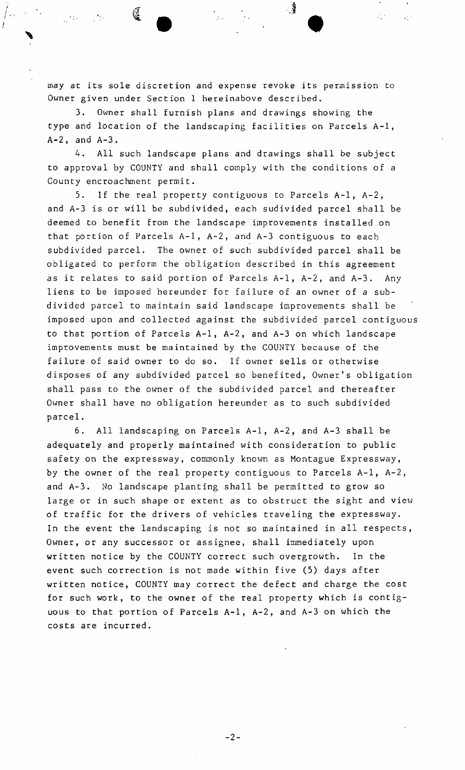may at its sole discretion and expense revoke its permission to Owner given under Section 1 hereinabove described.

3. Owner shall furnish plans and drawings showing the type and location of the landscaping facilities on Parcels A-1, A-2, and A-3.

4. All such landscape plans and drawings shall be subject to approval by COUNTY and shall comply with the conditions of a County encroachment permit.

5. If the real property contiguous to Parcels A-1, A-2, and A-3 is or will be subdivided, each sudivided parcel shall be deemed to benefit from the landscape improvements installed on that portion of Parcels A-1, A-2, and A-3 contiguous to each subdivided parcel. The owner of such subdivided parcel shall be obligated to perform the obligation described in this agreement as it relates to said portion of Parcels A-1, A-2, and A-3. Any liens to be imposed hereunder for failure of an owner of a subdivided parcel to maintain said landscape improvements shall be imposed upon and collected against the subdivided parcel contiguous to that portion of Parcels A-1, A-2, and A-3 on which landscape improvements must be maintained by the COUNTY because of the failure of said owner to do so. If owner sells or otherwise disposes of any subdivided parcel so benefited, Owner's obligation shall pass to the owner of the subdivided parcel and thereafter Owner shall have no obligation hereunder as to such subdivided parcel.

6. All landscaping on Parcels A-1, A-2, and A-3 shall be adequately and properly maintained with consideration to public safety on the expressway, commonly known as Montague Expressway, by the owner of the real property contiguous to Parcels A-1, A-2, and A-3. No landscape planting shall be permitted to grow so large or in such shape or extent as to obstruct the sight and view of traffic for the drivers of vehicles traveling the expressway. In the event the landscaping is not so maintained in all respects, Owner, or any successor or assignee, shall immediately upon written notice by the COUNTY correct such overgrowth. In the event such correction is not made within five (5) days after written notice, COUNTY may correct the defect and charge the cost for such work, to the owner of the real property which is contiguous to that portion of Parcels A-1, A-2, and A-3 on which the costs are incurred.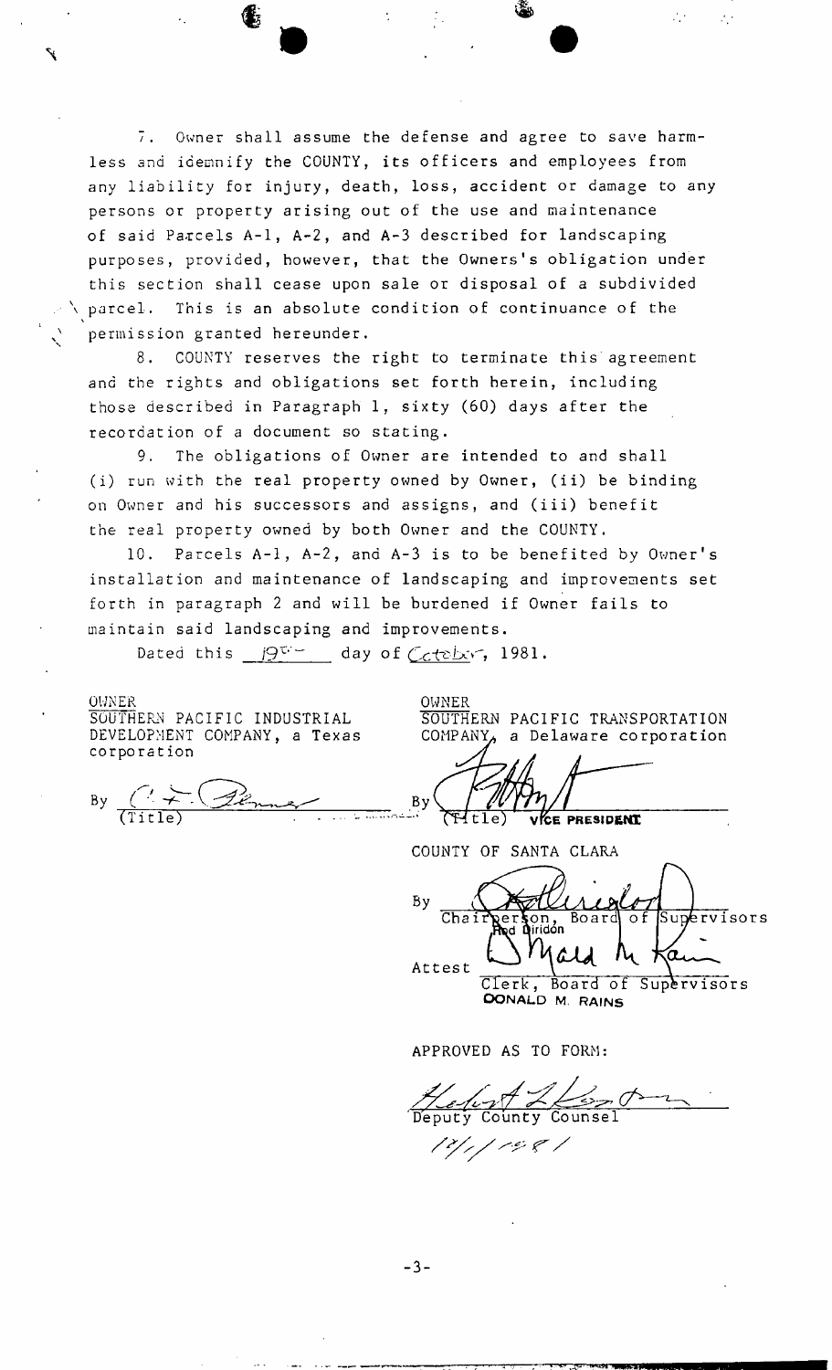7. Owner shall assume the defense and agree to save harmless and idemnify the COUNTY, its officers and employees from any liability for injury, death, loss, accident or damage to any persons or property arising out of the use and maintenance of said Parcels A-1, A-2, and A-3 described for landscaping purposes, provided, however, that the Owners's obligation under this section shall cease upon sale or disposal of a subdivided parcel. This is an absolute condition of continuance of the permission granted hereunder.

8. COUNTY reserves the right to terminate this agreement and the rights and obligations set forth herein, including those described in Paragraph 1, sixty (60) days after the recordation of a document so stating.

9. The obligations of Owner are intended to and shall (i) run with the real property owned by Owner, (ii) be binding on Owner and his successors and assigns, and (iii) benefit the real property owned by both Owner and the COUNTY.

10. Parcels A-1, A-2, and A-3 is to be benefited by Owner's installation and maintenance of landscaping and improvements set forth in paragraph 2 and will be burdened if Owner fails to maintain said landscaping and improvements.

Dated this 19th day of October, 1981.

OWNER
SOUTHERN PACIFIC INDUSTRIAL DEVELOPMENT COMPANY, a Texas corporation

By _______________
(Title)

OWNER
SOUTHERN PACIFIC TRANSPORTATION COMPANY, a Delaware corporation

By _______________
(Title) VICE PRESIDENT

COUNTY OF SANTA CLARA

By _______________
Chairperson, Board of Supervisors
Rod Diridon

Attest _______________
Clerk, Board of Supervisors
DONALD M. RAINS

APPROVED AS TO FORM:

_______________
Deputy County Counsel

12/1/1981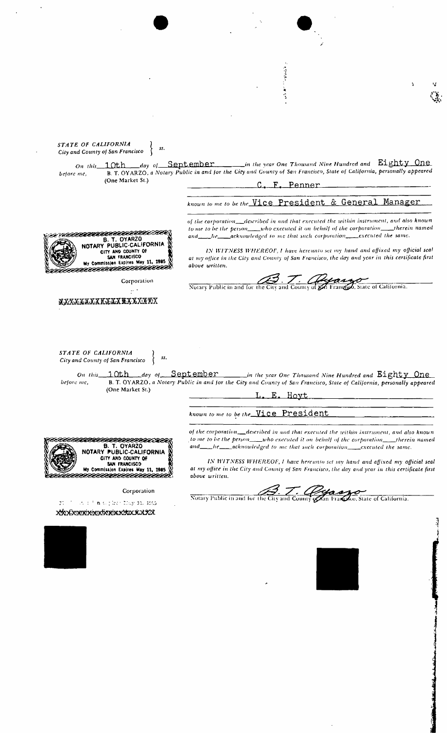*STATE OF CALIFORNIA*
*City and County of San Francisco* } *ss.*

*On this* 10th *day of* September *in the year One Thousand Nine Hundred and* Eighty One *before me,* B. T. OYARZO, *a Notary Public in and for the City and County of San Francisco, State of California, personally appeared*
(One Market St.)

C. F. Penner

*known to me to be the* Vice President & General Manager

*of the corporation\_\_described in and that executed the within instrument, and also known to me to be the person\_\_\_\_who executed it on behalf of the corporation\_\_\_\_therein named and\_\_\_\_he\_\_\_\_acknowledged to me that such corporation\_\_\_\_executed the same.*

B. T. OYARZO
NOTARY PUBLIC-CALIFORNIA
CITY AND COUNTY OF
SAN FRANCISCO
My Commission Expires May 11, 1985

*IN WITNESS WHEREOF, I have hereunto set my hand and affixed my official seal at my office in the City and County of San Francisco, the day and year in this certificate first above written.*

Corporation

B. T. Oyarzo
Notary Public in and for the City and County of San Francisco, State of California.

XXXXXXXXXXXXXXXXXXXX

*STATE OF CALIFORNIA*
*City and County of San Francisco* } *ss.*

*On this* 10th *day of* September *in the year One Thousand Nine Hundred and* Eighty One *before me,* B. T. OYARZO, *a Notary Public in and for the City and County of San Francisco, State of California, personally appeared*
(One Market St.)

L. E. Hoyt

*known to me to be the* Vice President

*of the corporation\_\_described in and that executed the within instrument, and also known to me to be the person\_\_\_\_who executed it on behalf of the corporation\_\_\_\_therein named and\_\_\_\_he\_\_\_\_acknowledged to me that such corporation\_\_\_\_executed the same.*

B. T. OYARZO
NOTARY PUBLIC-CALIFORNIA
CITY AND COUNTY OF
SAN FRANCISCO
My Commission Expires May 11, 1985

*IN WITNESS WHEREOF, I have hereunto set my hand and affixed my official seal at my office in the City and County of San Francisco, the day and year in this certificate first above written.*

Corporation

B. T. Oyarzo
Notary Public in and for the City and County of San Francisco, State of California.

XXXXXXXXXXXXXXXXXXXX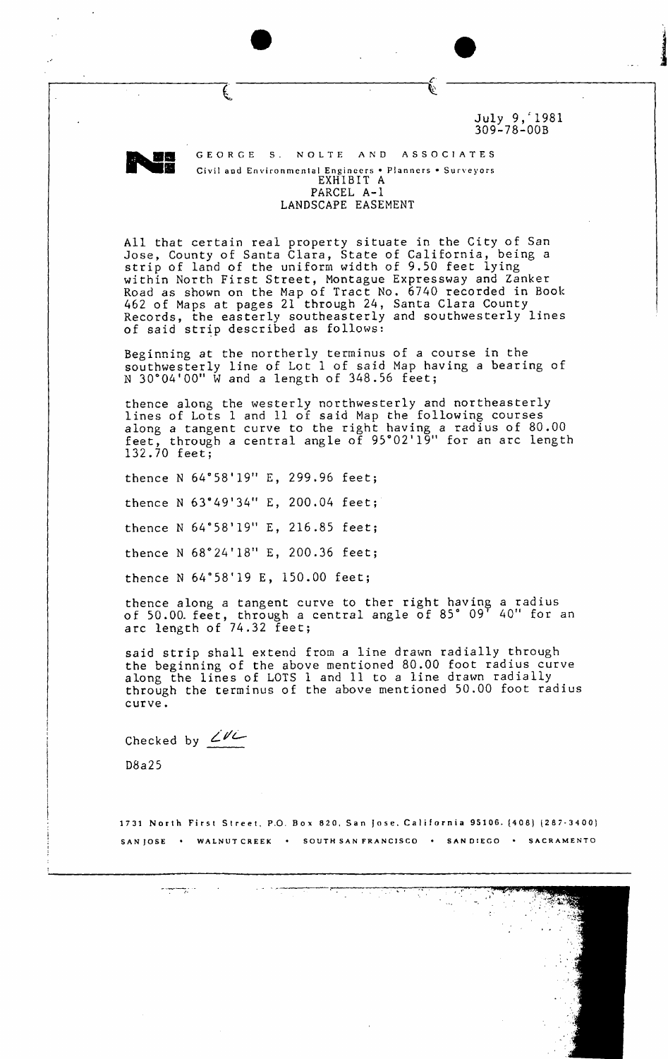July 9, 1981
309-78-00B

GEORGE S. NOLTE AND ASSOCIATES
Civil and Environmental Engineers • Planners • Surveyors

# EXHIBIT A
## PARCEL A-1
## LANDSCAPE EASEMENT

All that certain real property situate in the City of San Jose, County of Santa Clara, State of California, being a strip of land of the uniform width of 9.50 feet lying within North First Street, Montague Expressway and Zanker Road as shown on the Map of Tract No. 6740 recorded in Book 462 of Maps at pages 21 through 24, Santa Clara County Records, the easterly southeasterly and southwesterly lines of said strip described as follows:

Beginning at the northerly terminus of a course in the southwesterly line of Lot 1 of said Map having a bearing of N 30°04'00" W and a length of 348.56 feet;

thence along the westerly northwesterly and northeasterly lines of Lots 1 and 11 of said Map the following courses along a tangent curve to the right having a radius of 80.00 feet, through a central angle of 95°02'19" for an arc length 132.70 feet;

thence N 64°58'19" E, 299.96 feet;

thence N 63°49'34" E, 200.04 feet;

thence N 64°58'19" E, 216.85 feet;

thence N 68°24'18" E, 200.36 feet;

thence N 64°58'19 E, 150.00 feet;

thence along a tangent curve to ther right having a radius of 50.00 feet, through a central angle of 85° 09' 40" for an arc length of 74.32 feet;

said strip shall extend from a line drawn radially through the beginning of the above mentioned 80.00 foot radius curve along the lines of LOTS 1 and 11 to a line drawn radially through the terminus of the above mentioned 50.00 foot radius curve.

Checked by LVC

D8a25

1731 North First Street, P.O. Box 820, San Jose, California 95106. (408) (287-3400)
SAN JOSE • WALNUT CREEK • SOUTH SAN FRANCISCO • SAN DIEGO • SACRAMENTO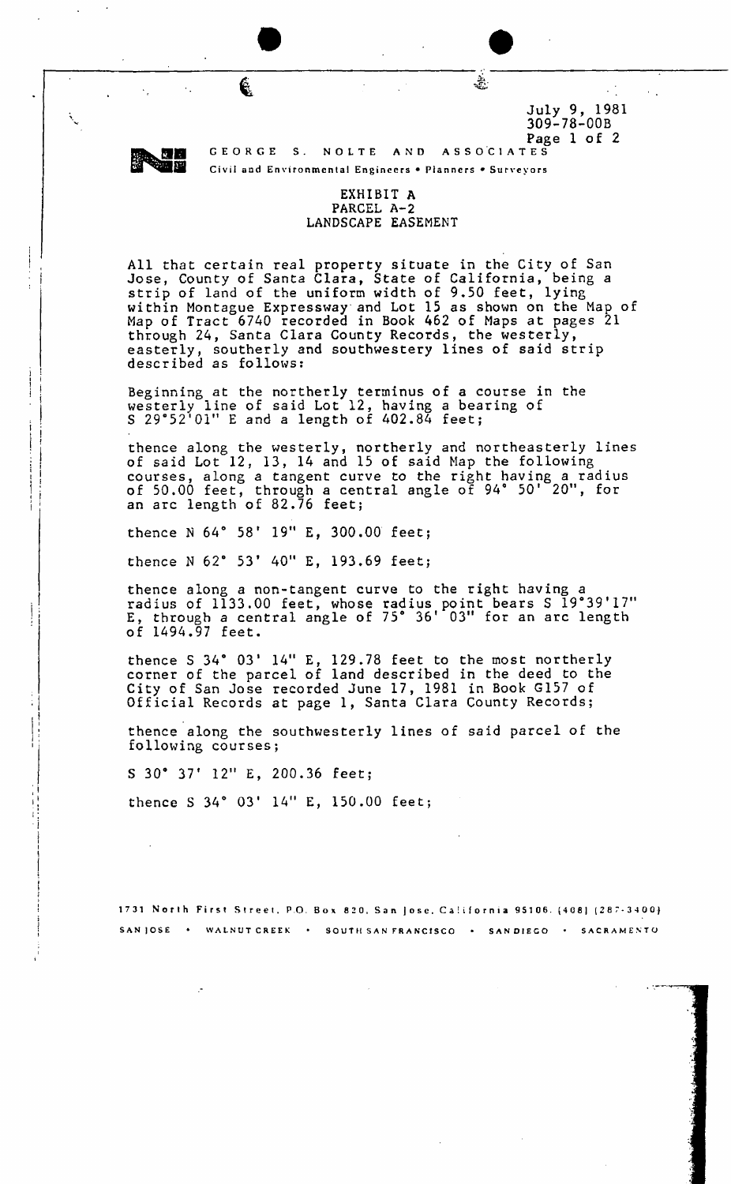July 9, 1981
309-78-00B

GEORGE S. NOLTE AND ASSOCIATES
Civil and Environmental Engineers • Planners • Surveyors

# EXHIBIT A
## PARCEL A-2
## LANDSCAPE EASEMENT

All that certain real property situate in the City of San Jose, County of Santa Clara, State of California, being a strip of land of the uniform width of 9.50 feet, lying within Montague Expressway and Lot 15 as shown on the Map of Map of Tract 6740 recorded in Book 462 of Maps at pages 21 through 24, Santa Clara County Records, the westerly, easterly, southerly and southwestery lines of said strip described as follows:

Beginning at the northerly terminus of a course in the westerly line of said Lot 12, having a bearing of S 29°52'01" E and a length of 402.84 feet;

thence along the westerly, northerly and northeasterly lines of said Lot 12, 13, 14 and 15 of said Map the following courses, along a tangent curve to the right having a radius of 50.00 feet, through a central angle of 94° 50' 20", for an arc length of 82.76 feet;

thence N 64° 58' 19" E, 300.00 feet;

thence N 62° 53' 40" E, 193.69 feet;

thence along a non-tangent curve to the right having a radius of 1133.00 feet, whose radius point bears S 19°39'17" E, through a central angle of 75° 36' 03" for an arc length of 1494.97 feet.

thence S 34° 03' 14" E, 129.78 feet to the most northerly corner of the parcel of land described in the deed to the City of San Jose recorded June 17, 1981 in Book G157 of Official Records at page 1, Santa Clara County Records;

thence along the southwesterly lines of said parcel of the following courses;

S 30° 37' 12" E, 200.36 feet;

thence S 34° 03' 14" E, 150.00 feet;

1731 North First Street, P.O. Box 820, San Jose, California 95106. (408) (287-3400)
SAN JOSE • WALNUT CREEK • SOUTH SAN FRANCISCO • SAN DIEGO • SACRAMENTO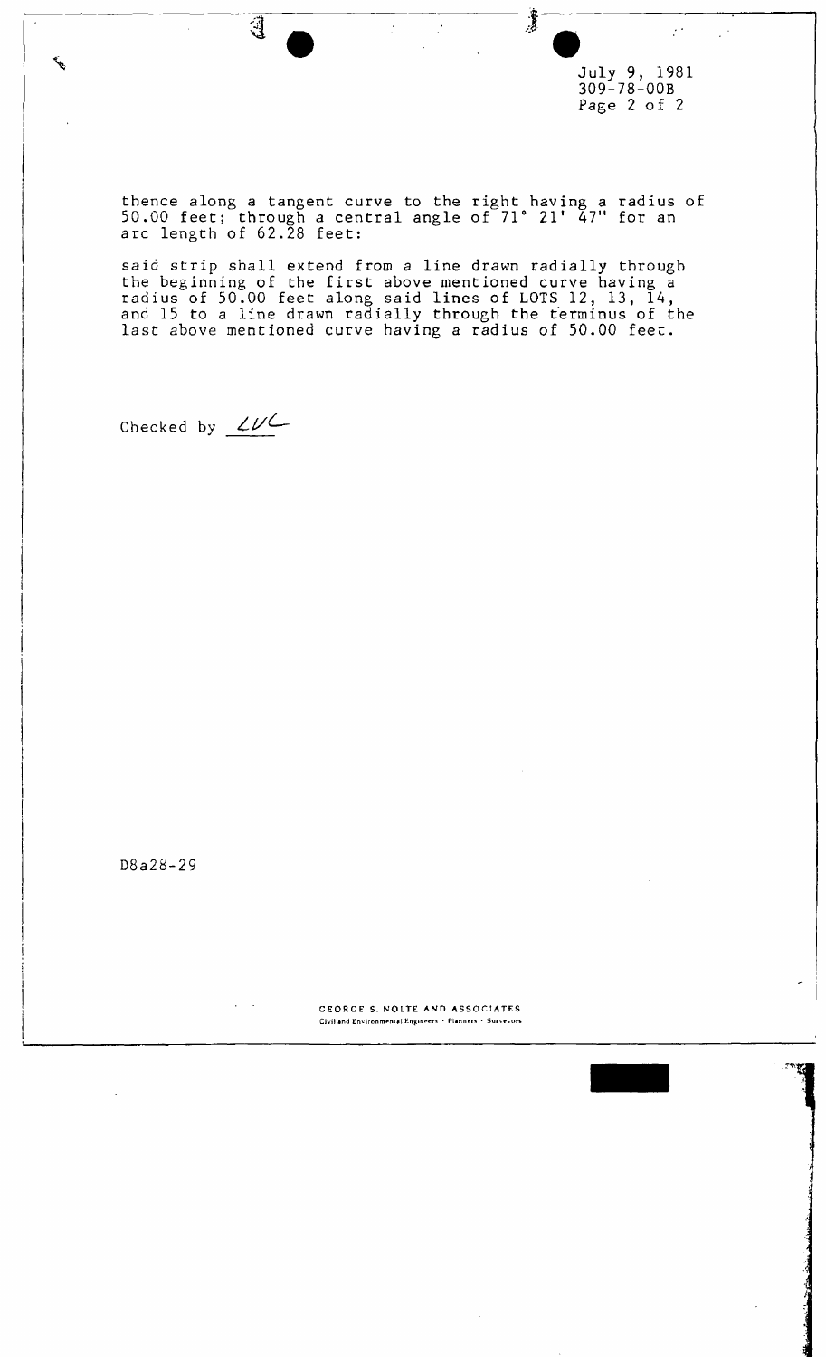July 9, 1981
309-78-00B

thence along a tangent curve to the right having a radius of 50.00 feet; through a central angle of 71° 21' 47" for an arc length of 62.28 feet:

said strip shall extend from a line drawn radially through the beginning of the first above mentioned curve having a radius of 50.00 feet along said lines of LOTS 12, 13, 14, and 15 to a line drawn radially through the terminus of the last above mentioned curve having a radius of 50.00 feet.

Checked by LUC

D8a28-29

GEORGE S. NOLTE AND ASSOCIATES
Civil and Environmental Engineers · Planners · Surveyors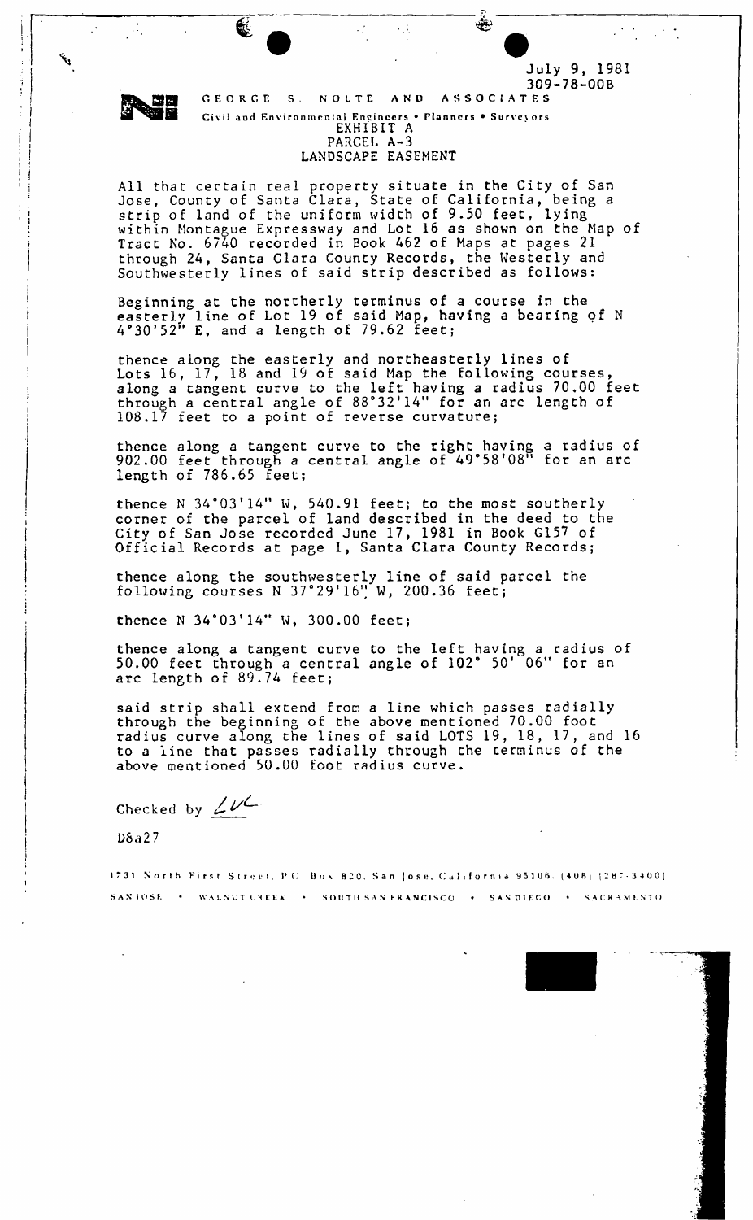July 9, 1981
309-78-00B

GEORGE S. NOLTE AND ASSOCIATES
Civil and Environmental Engineers • Planners • Surveyors

EXHIBIT A
PARCEL A-3
LANDSCAPE EASEMENT

All that certain real property situate in the City of San Jose, County of Santa Clara, State of California, being a strip of land of the uniform width of 9.50 feet, lying within Montague Expressway and Lot 16 as shown on the Map of Tract No. 6740 recorded in Book 462 of Maps at pages 21 through 24, Santa Clara County Records, the Westerly and Southwesterly lines of said strip described as follows:

Beginning at the northerly terminus of a course in the easterly line of Lot 19 of said Map, having a bearing of N 4°30'52" E, and a length of 79.62 feet;

thence along the easterly and northeasterly lines of Lots 16, 17, 18 and 19 of said Map the following courses, along a tangent curve to the left having a radius 70.00 feet through a central angle of 88°32'14" for an arc length of 108.17 feet to a point of reverse curvature;

thence along a tangent curve to the right having a radius of 902.00 feet through a central angle of 49°58'08" for an arc length of 786.65 feet;

thence N 34°03'14" W, 540.91 feet; to the most southerly corner of the parcel of land described in the deed to the City of San Jose recorded June 17, 1981 in Book G157 of Official Records at page 1, Santa Clara County Records;

thence along the southwesterly line of said parcel the following courses N 37°29'16" W, 200.36 feet;

thence N 34°03'14" W, 300.00 feet;

thence along a tangent curve to the left having a radius of 50.00 feet through a central angle of 102° 50' 06" for an arc length of 89.74 feet;

said strip shall extend from a line which passes radially through the beginning of the above mentioned 70.00 foot radius curve along the lines of said LOTS 19, 18, 17, and 16 to a line that passes radially through the terminus of the above mentioned 50.00 foot radius curve.

Checked by LVC

D8a27

1731 North First Street, P.O. Box 820, San Jose, California 95106. (408) (287-3400)

SAN JOSE • WALNUT CREEK • SOUTH SAN FRANCISCO • SAN DIEGO • SACRAMENTO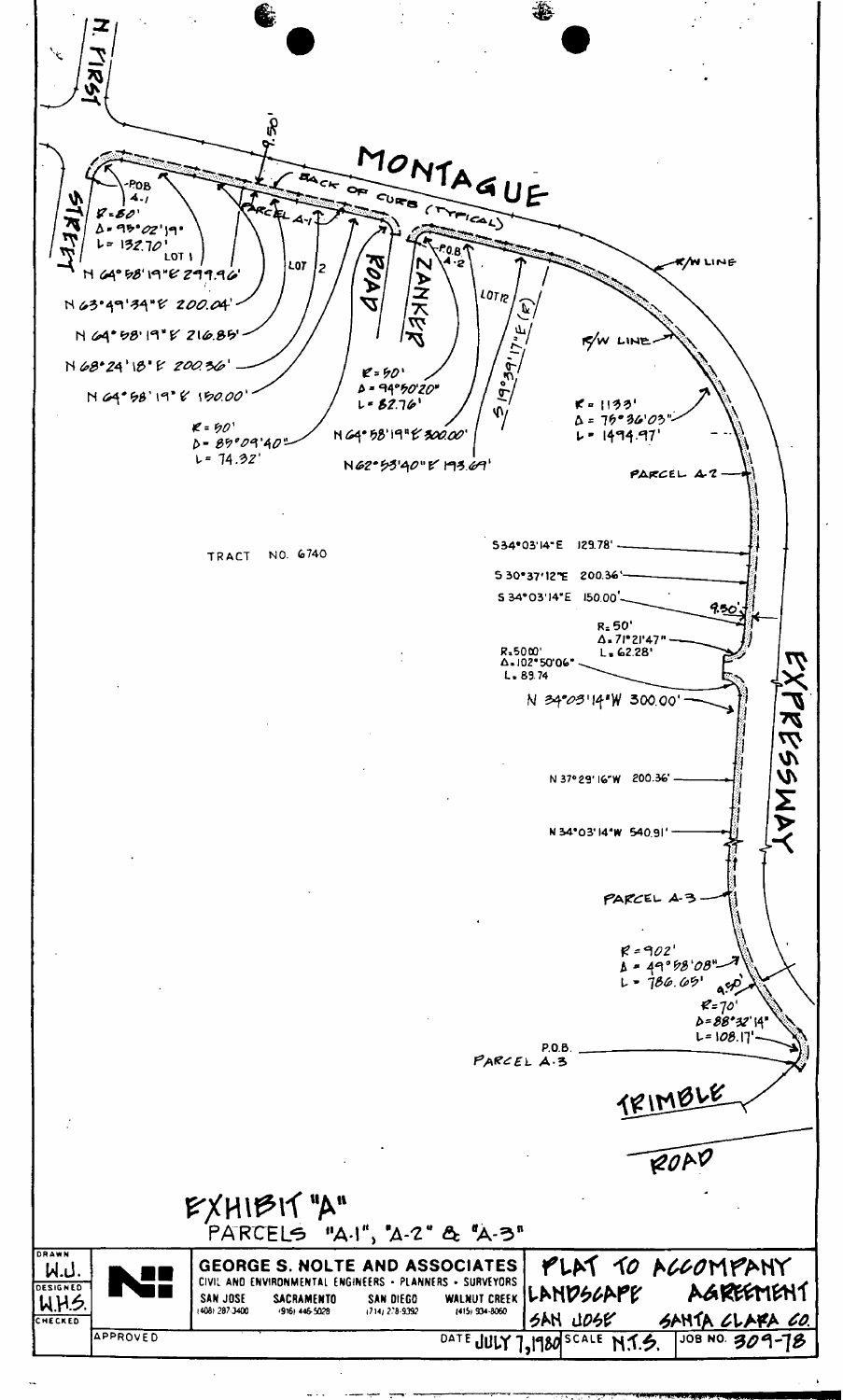N. FIRST

STREET

MONTAGUE

BACK OF CURB (TYPICAL)

9.50'

POB A-1

R=50'
Δ=95°02'19"
L=132.70'

LOT 1

PARCEL A-1

LOT 2

ROAD

ZANKER

P.O.B. A-2

LOT 12

S 19°39'17"E (R)

R/W LINE

R/W LINE

N 64°58'19"E 299.96'

N 63°49'34"E 200.04'

N 64°58'19"E 216.85'

N 68°24'18"E 200.36'

N 64°58'19"E 150.00'

R=50'
Δ=85°09'40"
L=74.32'

R=50'
Δ=94°50'20"
L=82.76'

N 64°58'19"E 300.00'

N 62°53'40"E 193.69'

R=1133'
Δ=75°36'03"
L=1494.97'

PARCEL A-2

TRACT NO. 6740

S 34°03'14"E 129.78'

S 30°37'12"E 200.36'

S 34°03'14"E 150.00'

9.50'

R=50'
Δ=71°21'47"
L=62.28'

R=50.00'
Δ=102°50'06"
L=89.74

N 34°03'14"W 300.00'

N 37°29'16"W 200.36'

N 34°03'14"W 540.91'

EXPRESSWAY

PARCEL A-3

R=902'
Δ=49°58'08"
L=786.65'

9.50'

R=70'
Δ=88°32'14"
L=108.17'

P.O.B.
PARCEL A-3

TRIMBLE

ROAD

# EXHIBIT "A"

PARCELS "A-1", "A-2" & "A-3"

| DRAWN W.J. | | GEORGE S. NOLTE AND ASSOCIATES | PLAT TO ACCOMPANY LANDSCAPE AGREEMENT |
|---|---|---|---|
| DESIGNED W.H.S. | | CIVIL AND ENVIRONMENTAL ENGINEERS - PLANNERS - SURVEYORS | |
| CHECKED | | SAN JOSE (408) 287-3400 · SACRAMENTO (916) 446-5028 · SAN DIEGO (714) 278-9392 · WALNUT CREEK (415) 934-8060 | SAN JOSE SANTA CLARA CO. |
| | APPROVED | DATE JULY 7, 1980 · SCALE N.T.S. | JOB NO. 309-78 |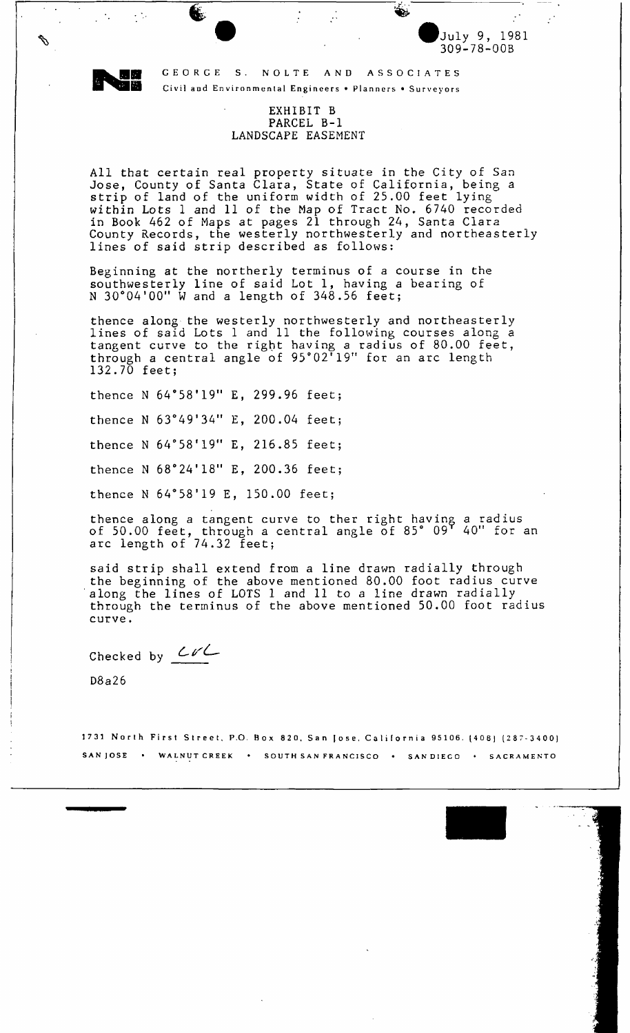July 9, 1981
309-78-00B

GEORGE S. NOLTE AND ASSOCIATES
Civil and Environmental Engineers • Planners • Surveyors

EXHIBIT B
PARCEL B-1
LANDSCAPE EASEMENT

All that certain real property situate in the City of San Jose, County of Santa Clara, State of California, being a strip of land of the uniform width of 25.00 feet lying within Lots 1 and 11 of the Map of Tract No. 6740 recorded in Book 462 of Maps at pages 21 through 24, Santa Clara County Records, the westerly northwesterly and northeasterly lines of said strip described as follows:

Beginning at the northerly terminus of a course in the southwesterly line of said Lot 1, having a bearing of N 30°04'00" W and a length of 348.56 feet;

thence along the westerly northwesterly and northeasterly lines of said Lots 1 and 11 the following courses along a tangent curve to the right having a radius of 80.00 feet, through a central angle of 95°02'19" for an arc length 132.70 feet;

thence N 64°58'19" E, 299.96 feet;

thence N 63°49'34" E, 200.04 feet;

thence N 64°58'19" E, 216.85 feet;

thence N 68°24'18" E, 200.36 feet;

thence N 64°58'19 E, 150.00 feet;

thence along a tangent curve to ther right having a radius of 50.00 feet, through a central angle of 85° 09' 40" for an arc length of 74.32 feet;

said strip shall extend from a line drawn radially through the beginning of the above mentioned 80.00 foot radius curve along the lines of LOTS 1 and 11 to a line drawn radially through the terminus of the above mentioned 50.00 foot radius curve.

Checked by CVL

D8a26

1731 North First Street, P.O. Box 820, San Jose, California 95106. (408) (287-3400)
SAN JOSE • WALNUT CREEK • SOUTH SAN FRANCISCO • SAN DIEGO • SACRAMENTO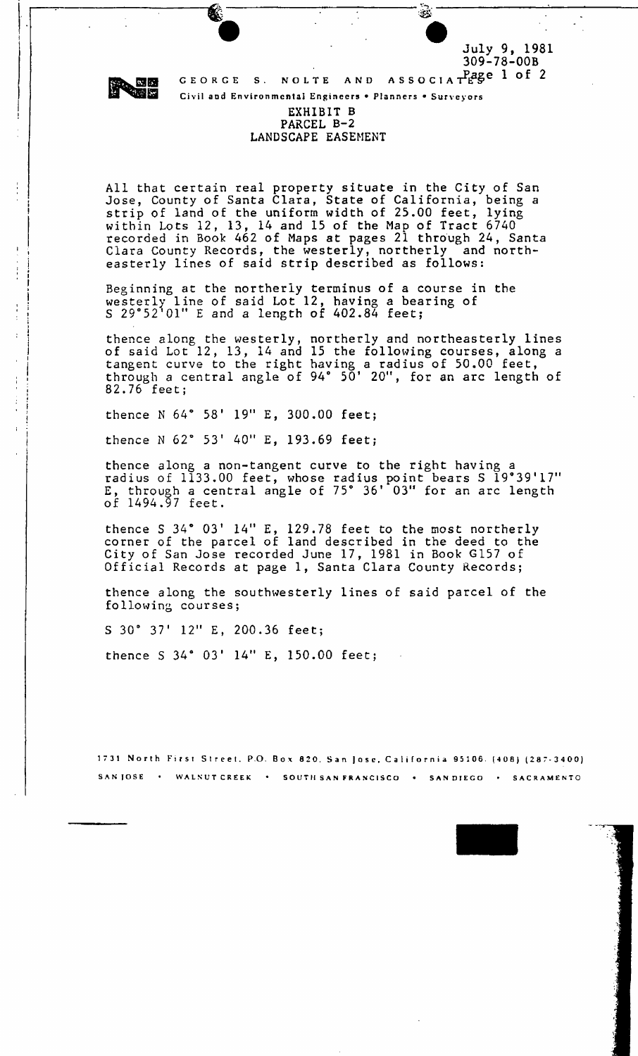July 9, 1981
309-78-00B

GEORGE S. NOLTE AND ASSOCIATES

Civil and Environmental Engineers • Planners • Surveyors

EXHIBIT B
PARCEL B-2
LANDSCAPE EASEMENT

All that certain real property situate in the City of San Jose, County of Santa Clara, State of California, being a strip of land of the uniform width of 25.00 feet, lying within Lots 12, 13, 14 and 15 of the Map of Tract 6740 recorded in Book 462 of Maps at pages 21 through 24, Santa Clara County Records, the westerly, northerly and northeasterly lines of said strip described as follows:

Beginning at the northerly terminus of a course in the westerly line of said Lot 12, having a bearing of S 29°52'01" E and a length of 402.84 feet;

thence along the westerly, northerly and northeasterly lines of said Lot 12, 13, 14 and 15 the following courses, along a tangent curve to the right having a radius of 50.00 feet, through a central angle of 94° 50' 20", for an arc length of 82.76 feet;

thence N 64° 58' 19" E, 300.00 feet;

thence N 62° 53' 40" E, 193.69 feet;

thence along a non-tangent curve to the right having a radius of 1133.00 feet, whose radius point bears S 19°39'17" E, through a central angle of 75° 36' 03" for an arc length of 1494.97 feet.

thence S 34° 03' 14" E, 129.78 feet to the most northerly corner of the parcel of land described in the deed to the City of San Jose recorded June 17, 1981 in Book G157 of Official Records at page 1, Santa Clara County Records;

thence along the southwesterly lines of said parcel of the following courses;

S 30° 37' 12" E, 200.36 feet;

thence S 34° 03' 14" E, 150.00 feet;

1731 North First Street, P.O. Box 820, San Jose, California 95106. (408) (287-3400)
SAN JOSE • WALNUT CREEK • SOUTH SAN FRANCISCO • SAN DIEGO • SACRAMENTO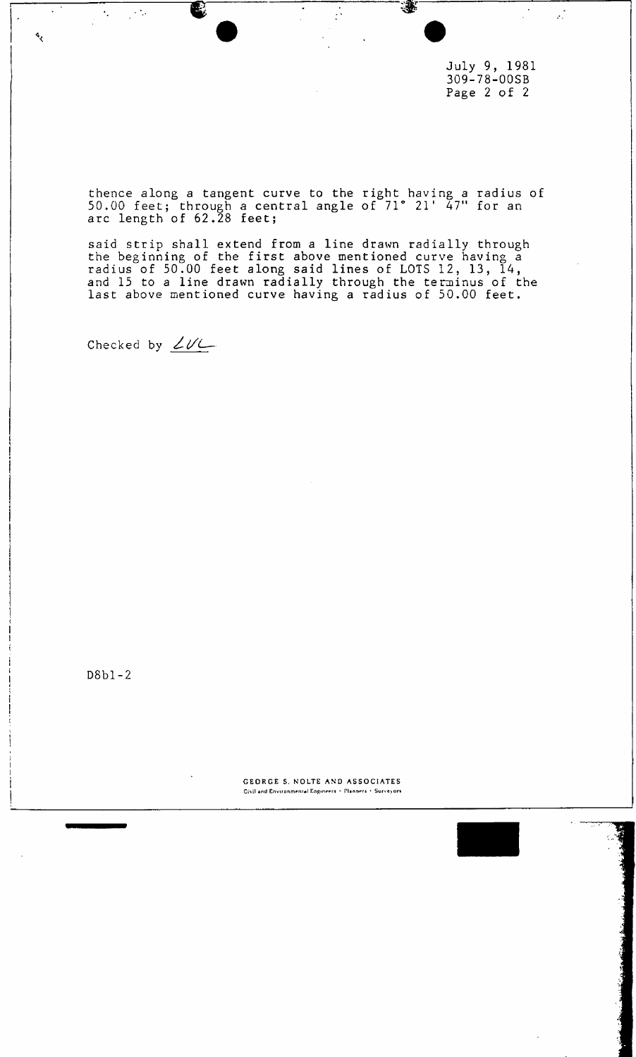July 9, 1981
309-78-00SB

thence along a tangent curve to the right having a radius of 50.00 feet; through a central angle of 71° 21' 47" for an arc length of 62.28 feet;

said strip shall extend from a line drawn radially through the beginning of the first above mentioned curve having a radius of 50.00 feet along said lines of LOTS 12, 13, 14, and 15 to a line drawn radially through the terminus of the last above mentioned curve having a radius of 50.00 feet.

Checked by *LVL*

D8b1-2

GEORGE S. NOLTE AND ASSOCIATES
Civil and Environmental Engineers · Planners · Surveyors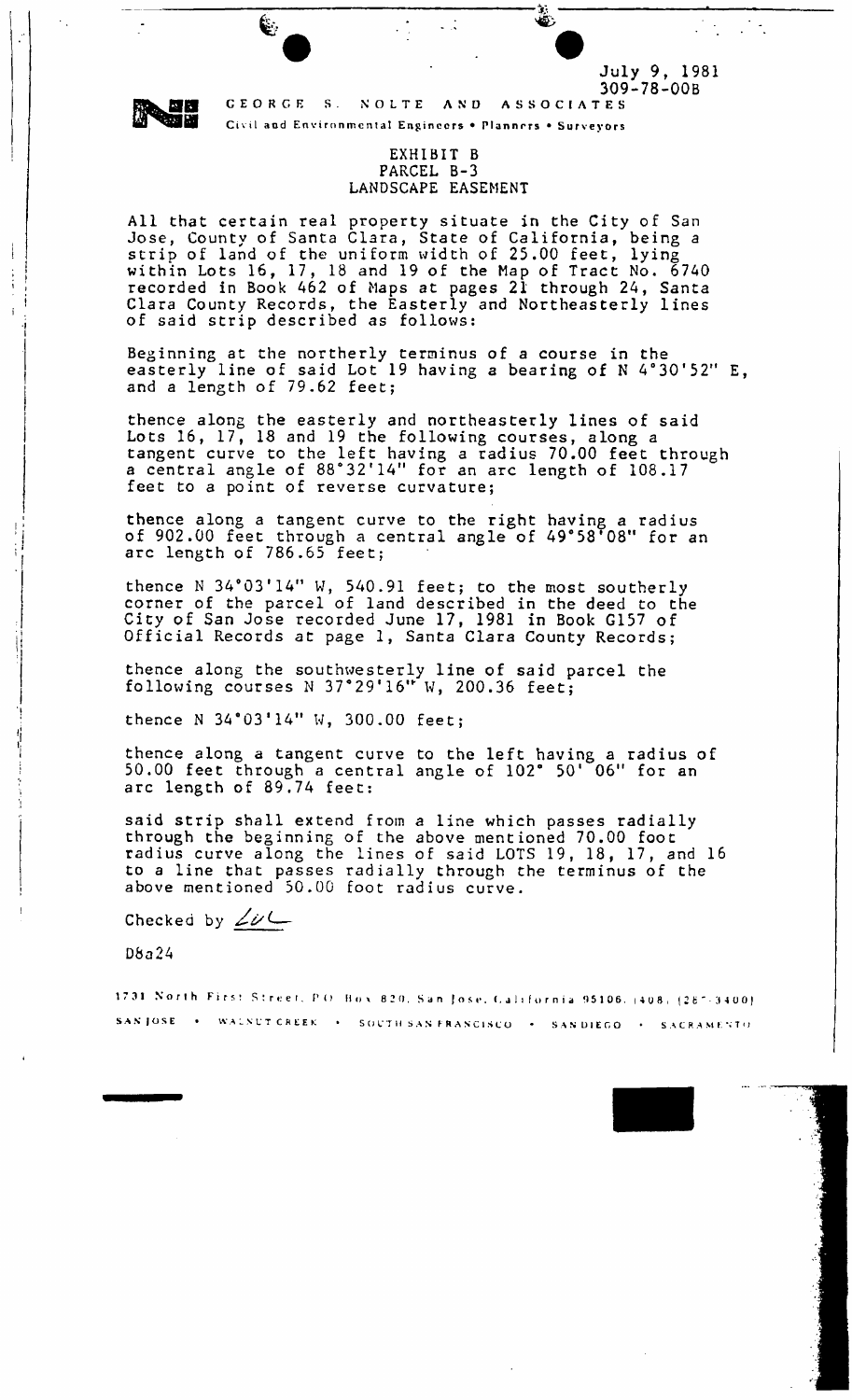July 9, 1981
309-78-00B

GEORGE S. NOLTE AND ASSOCIATES
Civil and Environmental Engineers • Planners • Surveyors

**EXHIBIT B**
**PARCEL B-3**
**LANDSCAPE EASEMENT**

All that certain real property situate in the City of San Jose, County of Santa Clara, State of California, being a strip of land of the uniform width of 25.00 feet, lying within Lots 16, 17, 18 and 19 of the Map of Tract No. 6740 recorded in Book 462 of Maps at pages 21 through 24, Santa Clara County Records, the Easterly and Northeasterly lines of said strip described as follows:

Beginning at the northerly terminus of a course in the easterly line of said Lot 19 having a bearing of N 4°30'52" E, and a length of 79.62 feet;

thence along the easterly and northeasterly lines of said Lots 16, 17, 18 and 19 the following courses, along a tangent curve to the left having a radius 70.00 feet through a central angle of 88°32'14" for an arc length of 108.17 feet to a point of reverse curvature;

thence along a tangent curve to the right having a radius of 902.00 feet through a central angle of 49°58'08" for an arc length of 786.65 feet;

thence N 34°03'14" W, 540.91 feet; to the most southerly corner of the parcel of land described in the deed to the City of San Jose recorded June 17, 1981 in Book G157 of Official Records at page 1, Santa Clara County Records;

thence along the southwesterly line of said parcel the following courses N 37°29'16" W, 200.36 feet;

thence N 34°03'14" W, 300.00 feet;

thence along a tangent curve to the left having a radius of 50.00 feet through a central angle of 102° 50' 06" for an arc length of 89.74 feet:

said strip shall extend from a line which passes radially through the beginning of the above mentioned 70.00 foot radius curve along the lines of said LOTS 19, 18, 17, and 16 to a line that passes radially through the terminus of the above mentioned 50.00 foot radius curve.

Checked by ZVL

D8a24

1731 North First Street, P.O. Box 820, San Jose, California 95106, (408) (287-3400)
SAN JOSE • WALNUT CREEK • SOUTH SAN FRANCISCO • SAN DIEGO • SACRAMENTO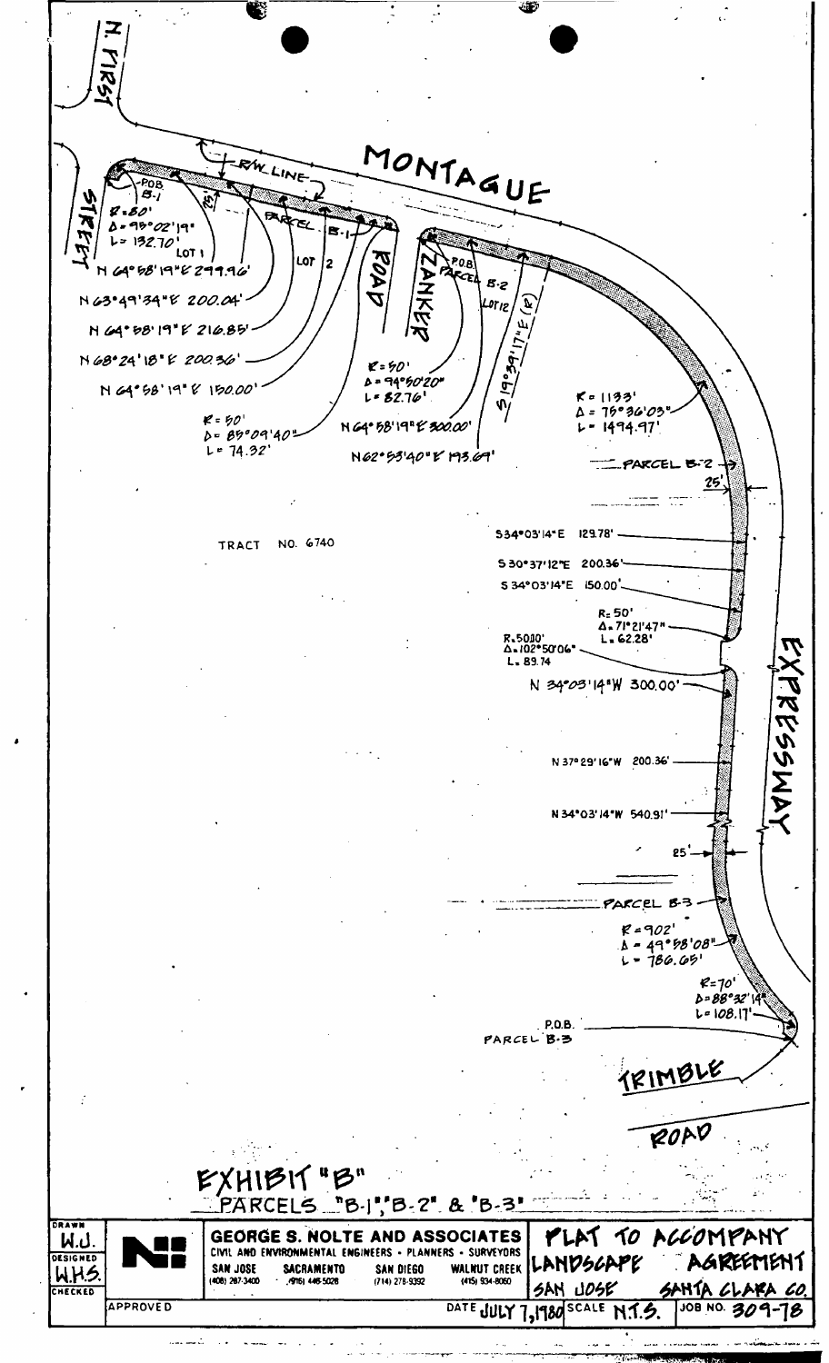N. FIRST

STREET

MONTAGUE

R/W LINE

P.O.B. B-1

PARCEL B-1

25'

R=80'
Δ=98°02'19"
L=132.70'

LOT 1

LOT 2

N 64°58'19"E 299.96'

N 63°49'34"E 200.04'

N 64°58'19"E 216.85'

N 68°24'18"E 200.36'

N 64°58'19"E 150.00'

R=50'
Δ=85°09'40"
L=74.32'

ROAD

ZANKER

P.O.B. PARCEL B-2

LOT 12

S 19°39'17"E (R)

R=50'
Δ=94°50'20"
L=82.76'

N 64°58'19"E 300.00'

N 62°53'40"E 193.69'

R=1133'
Δ=75°36'03"
L=1494.97'

PARCEL B-2

25'

TRACT NO. 6740

S 34°03'14"E 129.78'

S 30°37'12"E 200.36'

S 34°03'14"E 150.00'

R=50'
Δ=71°21'47"
L=62.28'

R=50.00'
Δ=102°50'06"
L=89.74

N 34°03'14"W 300.00'

EXPRESSWAY

N 37°29'16"W 200.36'

N 34°03'14"W 540.91'

25'

PARCEL B-3

R=902'
Δ=49°58'08"
L=786.65'

R=70'
Δ=88°32'14"
L=108.17'

P.O.B. PARCEL B-3

TRIMBLE

ROAD

# EXHIBIT "B"

PARCELS "B-1", "B-2" & "B-3"

| | | | |
|---|---|---|---|
| DRAWN W.J. | | **GEORGE S. NOLTE AND ASSOCIATES** CIVIL AND ENVIRONMENTAL ENGINEERS • PLANNERS • SURVEYORS SAN JOSE (408) 287-3400 SACRAMENTO (916) 446-5028 SAN DIEGO (714) 278-9392 WALNUT CREEK (415) 934-8060 | PLAT TO ACCOMPANY LANDSCAPE AGREEMENT SAN JOSE SANTA CLARA CO. |
| DESIGNED W.H.S. | | | |
| CHECKED | | | |
| APPROVED | | DATE JULY 7, 1980 SCALE N.T.S. | JOB NO. 309-78 |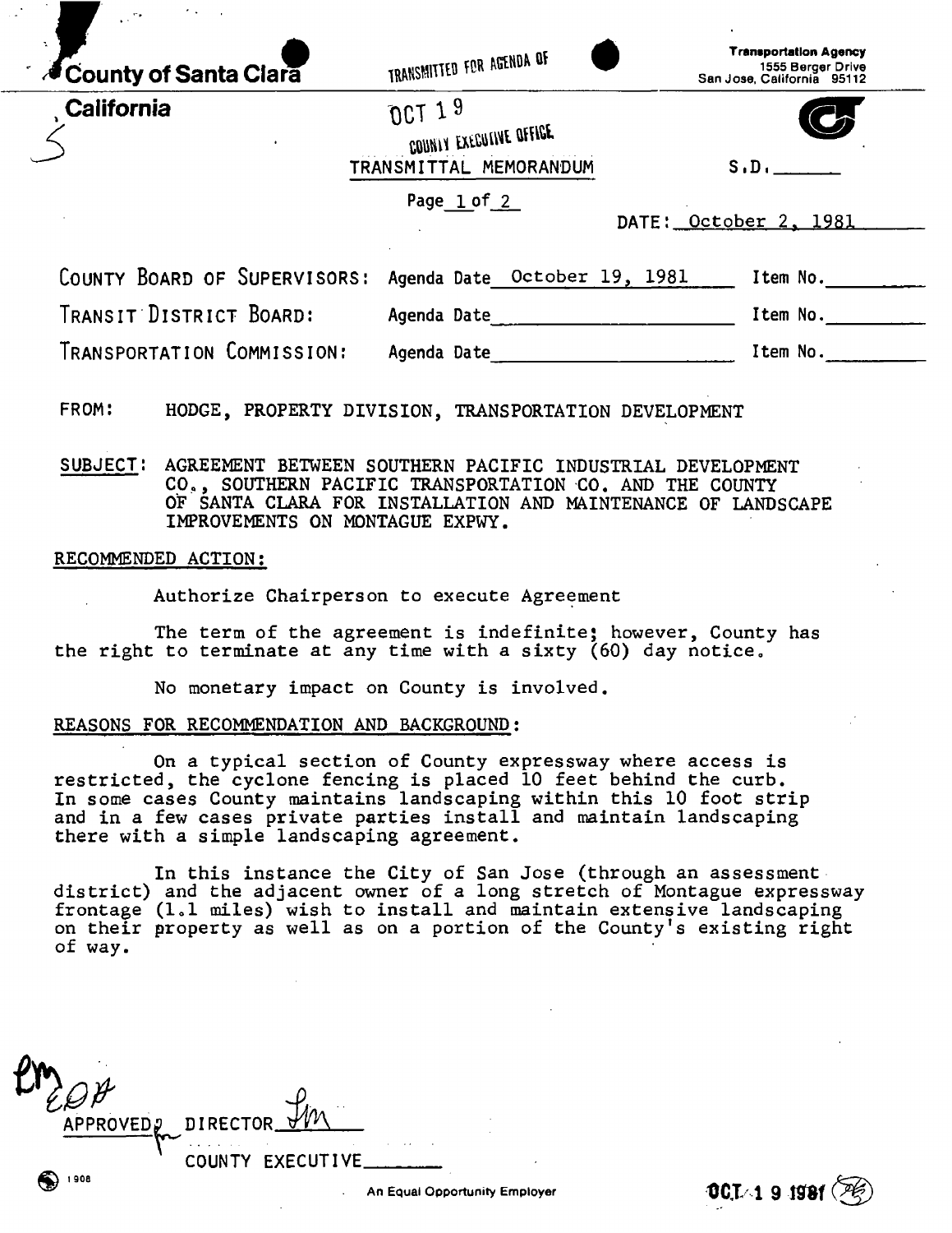County of Santa Clara

California

TRANSMITTED FOR AGENDA OF

OCT 19

COUNTY EXECUTIVE OFFICE

Transportation Agency
1555 Berger Drive
San Jose, California 95112

TRANSMITTAL MEMORANDUM

S.D. ______

Page 1 of 2

DATE: October 2, 1981

COUNTY BOARD OF SUPERVISORS: Agenda Date October 19, 1981 Item No. ______

TRANSIT DISTRICT BOARD: Agenda Date ______ Item No. ______

TRANSPORTATION COMMISSION: Agenda Date ______ Item No. ______

FROM: HODGE, PROPERTY DIVISION, TRANSPORTATION DEVELOPMENT

SUBJECT: AGREEMENT BETWEEN SOUTHERN PACIFIC INDUSTRIAL DEVELOPMENT CO., SOUTHERN PACIFIC TRANSPORTATION CO. AND THE COUNTY OF SANTA CLARA FOR INSTALLATION AND MAINTENANCE OF LANDSCAPE IMPROVEMENTS ON MONTAGUE EXPWY.

RECOMMENDED ACTION:

Authorize Chairperson to execute Agreement

The term of the agreement is indefinite; however, County has the right to terminate at any time with a sixty (60) day notice.

No monetary impact on County is involved.

REASONS FOR RECOMMENDATION AND BACKGROUND:

On a typical section of County expressway where access is restricted, the cyclone fencing is placed 10 feet behind the curb. In some cases County maintains landscaping within this 10 foot strip and in a few cases private parties install and maintain landscaping there with a simple landscaping agreement.

In this instance the City of San Jose (through an assessment district) and the adjacent owner of a long stretch of Montague expressway frontage (1.1 miles) wish to install and maintain extensive landscaping on their property as well as on a portion of the County's existing right of way.

APPROVED: DIRECTOR

COUNTY EXECUTIVE ______

An Equal Opportunity Employer

OCT 19 1981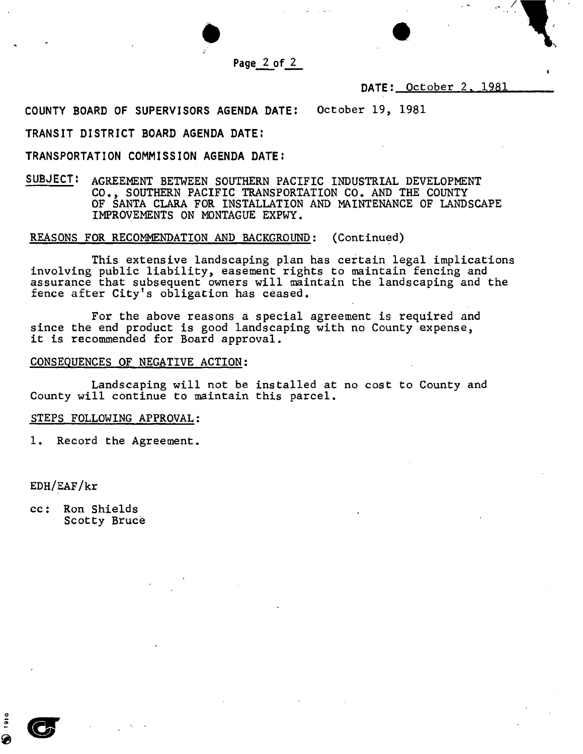DATE: October 2, 1981

COUNTY BOARD OF SUPERVISORS AGENDA DATE: October 19, 1981

TRANSIT DISTRICT BOARD AGENDA DATE:

TRANSPORTATION COMMISSION AGENDA DATE:

SUBJECT: AGREEMENT BETWEEN SOUTHERN PACIFIC INDUSTRIAL DEVELOPMENT CO., SOUTHERN PACIFIC TRANSPORTATION CO. AND THE COUNTY OF SANTA CLARA FOR INSTALLATION AND MAINTENANCE OF LANDSCAPE IMPROVEMENTS ON MONTAGUE EXPWY.

REASONS FOR RECOMMENDATION AND BACKGROUND: (Continued)

This extensive landscaping plan has certain legal implications involving public liability, easement rights to maintain fencing and assurance that subsequent owners will maintain the landscaping and the fence after City's obligation has ceased.

For the above reasons a special agreement is required and since the end product is good landscaping with no County expense, it is recommended for Board approval.

CONSEQUENCES OF NEGATIVE ACTION:

Landscaping will not be installed at no cost to County and County will continue to maintain this parcel.

STEPS FOLLOWING APPROVAL:

1. Record the Agreement.

EDH/EAF/kr

cc: Ron Shields
    Scotty Bruce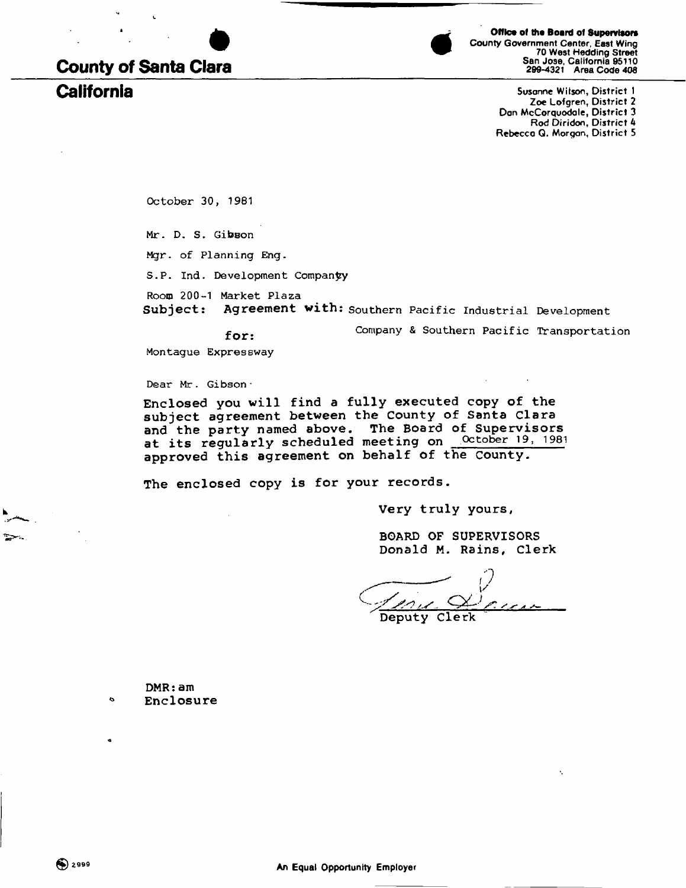**County of Santa Clara**

**California**

**Office of the Board of Supervisors**
County Government Center, East Wing
70 West Hedding Street
San Jose, California 95110
299-4321 Area Code 408

Susanne Wilson, District 1
Zoe Lofgren, District 2
Dan McCorquodale, District 3
Rod Diridon, District 4
Rebecca Q. Morgan, District 5

October 30, 1981

Mr. D. S. Gibson

Mgr. of Planning Eng.

S.P. Ind. Development Company

Room 200-1 Market Plaza

Subject: Agreement with: Southern Pacific Industrial Development Company & Southern Pacific Transportation

for: Montague Expressway

Dear Mr. Gibson·

Enclosed you will find a fully executed copy of the subject agreement between the County of Santa Clara and the party named above. The Board of Supervisors at its regularly scheduled meeting on October 19, 1981 approved this agreement on behalf of the County.

The enclosed copy is for your records.

Very truly yours,

BOARD OF SUPERVISORS
Donald M. Rains, Clerk

Deputy Clerk

DMR:am
Enclosure

2999

An Equal Opportunity Employer